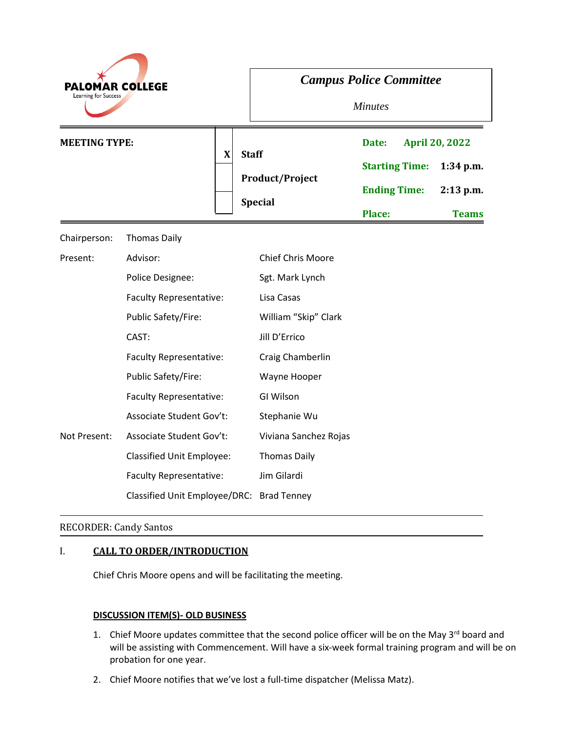PALOMAR COLLEGE
Learning for Success

# *Campus Police Committee*

*Minutes*

| **MEETING TYPE:** | | | **Date:** | **April 20, 2022** |
|---|---|---|---|---|
| | X | **Staff** | **Starting Time:** | **1:34 p.m.** |
| | | **Product/Project** | **Ending Time:** | **2:13 p.m.** |
| | | **Special** | **Place:** | **Teams** |

| | | |
|---|---|---|
| Chairperson: | Thomas Daily | |
| Present: | Advisor: | Chief Chris Moore |
| | Police Designee: | Sgt. Mark Lynch |
| | Faculty Representative: | Lisa Casas |
| | Public Safety/Fire: | William "Skip" Clark |
| | CAST: | Jill D'Errico |
| | Faculty Representative: | Craig Chamberlin |
| | Public Safety/Fire: | Wayne Hooper |
| | Faculty Representative: | GI Wilson |
| | Associate Student Gov't: | Stephanie Wu |
| Not Present: | Associate Student Gov't: | Viviana Sanchez Rojas |
| | Classified Unit Employee: | Thomas Daily |
| | Faculty Representative: | Jim Gilardi |
| | Classified Unit Employee/DRC: | Brad Tenney |

RECORDER: Candy Santos

## I. CALL TO ORDER/INTRODUCTION

Chief Chris Moore opens and will be facilitating the meeting.

### DISCUSSION ITEM(S)- OLD BUSINESS

1. Chief Moore updates committee that the second police officer will be on the May 3rd board and will be assisting with Commencement. Will have a six-week formal training program and will be on probation for one year.
2. Chief Moore notifies that we've lost a full-time dispatcher (Melissa Matz).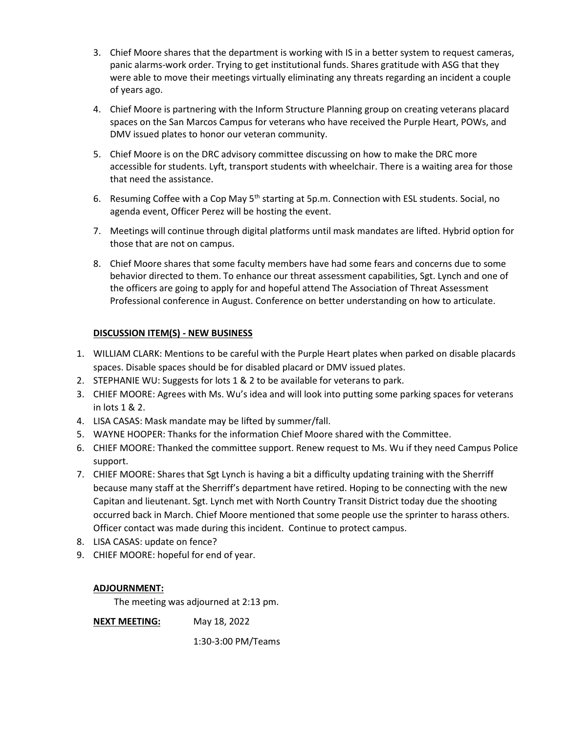3. Chief Moore shares that the department is working with IS in a better system to request cameras, panic alarms-work order. Trying to get institutional funds. Shares gratitude with ASG that they were able to move their meetings virtually eliminating any threats regarding an incident a couple of years ago.

4. Chief Moore is partnering with the Inform Structure Planning group on creating veterans placard spaces on the San Marcos Campus for veterans who have received the Purple Heart, POWs, and DMV issued plates to honor our veteran community.

5. Chief Moore is on the DRC advisory committee discussing on how to make the DRC more accessible for students. Lyft, transport students with wheelchair. There is a waiting area for those that need the assistance.

6. Resuming Coffee with a Cop May 5th starting at 5p.m. Connection with ESL students. Social, no agenda event, Officer Perez will be hosting the event.

7. Meetings will continue through digital platforms until mask mandates are lifted. Hybrid option for those that are not on campus.

8. Chief Moore shares that some faculty members have had some fears and concerns due to some behavior directed to them. To enhance our threat assessment capabilities, Sgt. Lynch and one of the officers are going to apply for and hopeful attend The Association of Threat Assessment Professional conference in August. Conference on better understanding on how to articulate.

**DISCUSSION ITEM(S) - NEW BUSINESS**

1. WILLIAM CLARK: Mentions to be careful with the Purple Heart plates when parked on disable placards spaces. Disable spaces should be for disabled placard or DMV issued plates.
2. STEPHANIE WU: Suggests for lots 1 & 2 to be available for veterans to park.
3. CHIEF MOORE: Agrees with Ms. Wu's idea and will look into putting some parking spaces for veterans in lots 1 & 2.
4. LISA CASAS: Mask mandate may be lifted by summer/fall.
5. WAYNE HOOPER: Thanks for the information Chief Moore shared with the Committee.
6. CHIEF MOORE: Thanked the committee support. Renew request to Ms. Wu if they need Campus Police support.
7. CHIEF MOORE: Shares that Sgt Lynch is having a bit a difficulty updating training with the Sherriff because many staff at the Sherriff's department have retired. Hoping to be connecting with the new Capitan and lieutenant. Sgt. Lynch met with North Country Transit District today due the shooting occurred back in March. Chief Moore mentioned that some people use the sprinter to harass others. Officer contact was made during this incident. Continue to protect campus.
8. LISA CASAS: update on fence?
9. CHIEF MOORE: hopeful for end of year.

**ADJOURNMENT:**

The meeting was adjourned at 2:13 pm.

**NEXT MEETING:** May 18, 2022

1:30-3:00 PM/Teams